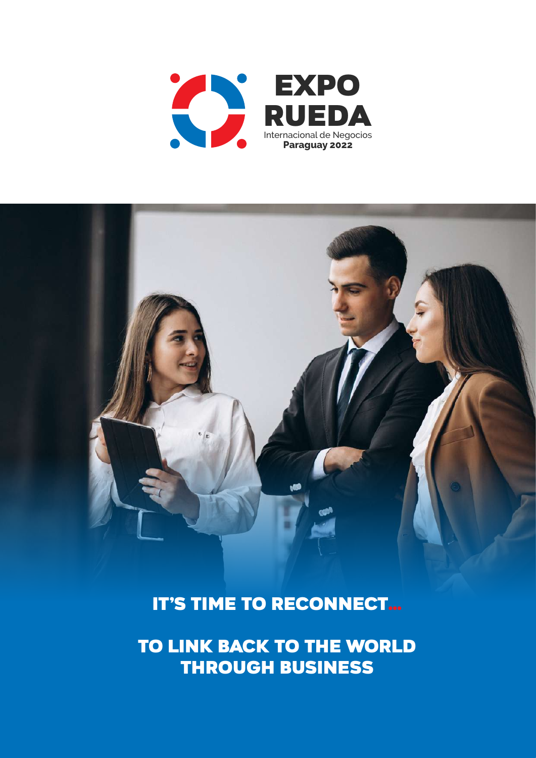# EXPO RUEDA

Internacional de Negocios

**Paraguay 2022**

## IT'S TIME TO RECONNECT...

## TO LINK BACK TO THE WORLD THROUGH BUSINESS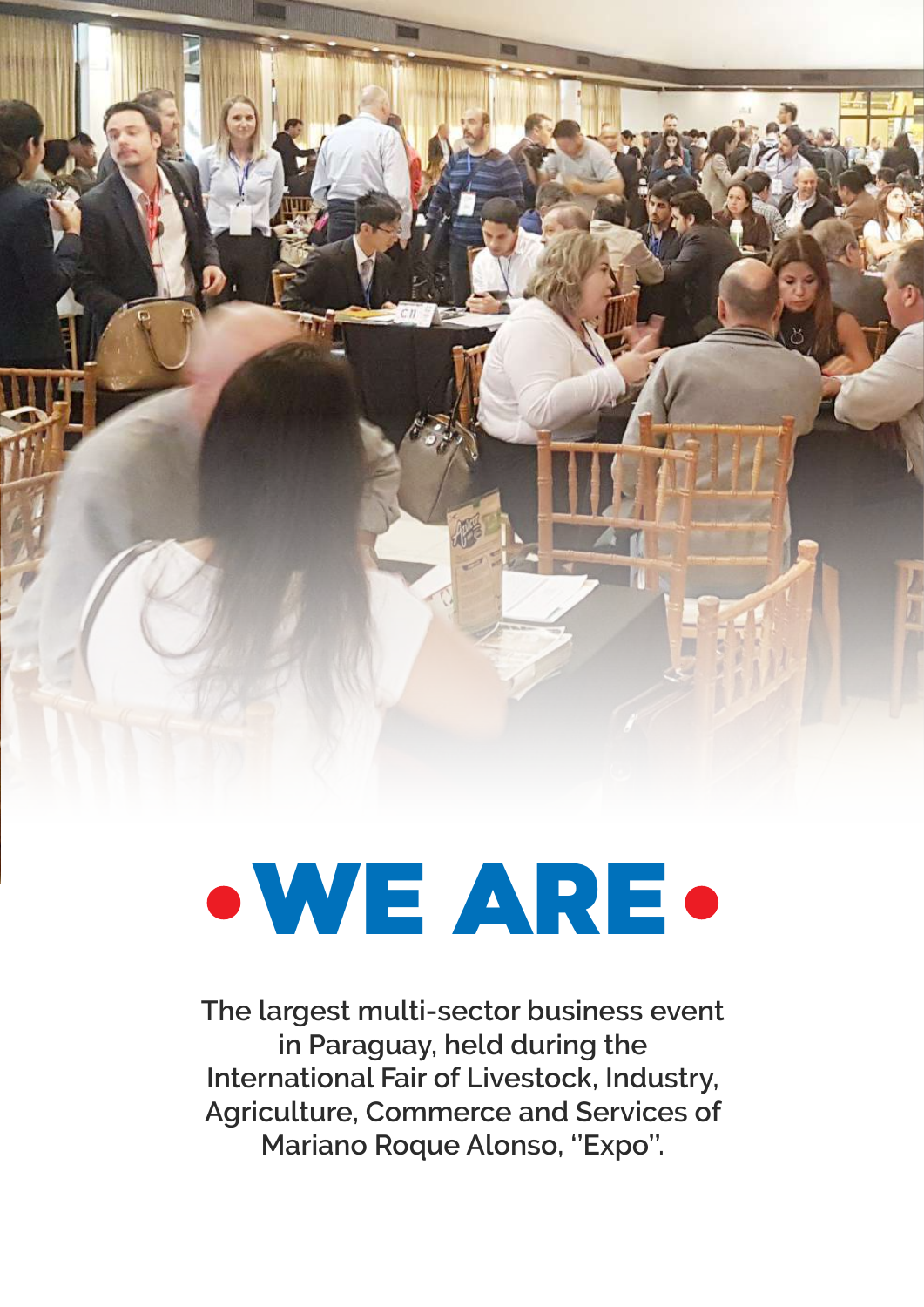# •WE ARE•

**The largest multi-sector business event in Paraguay, held during the International Fair of Livestock, Industry, Agriculture, Commerce and Services of Mariano Roque Alonso, "Expo".**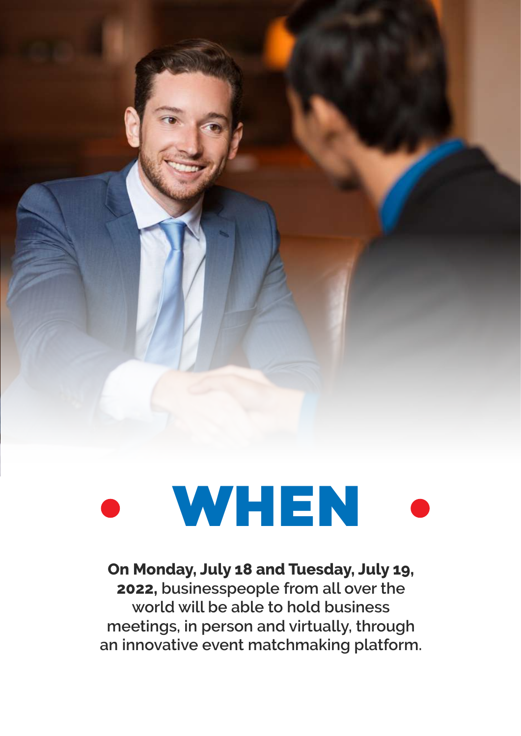# WHEN

**On Monday, July 18 and Tuesday, July 19, 2022,** businesspeople from all over the world will be able to hold business meetings, in person and virtually, through an innovative event matchmaking platform.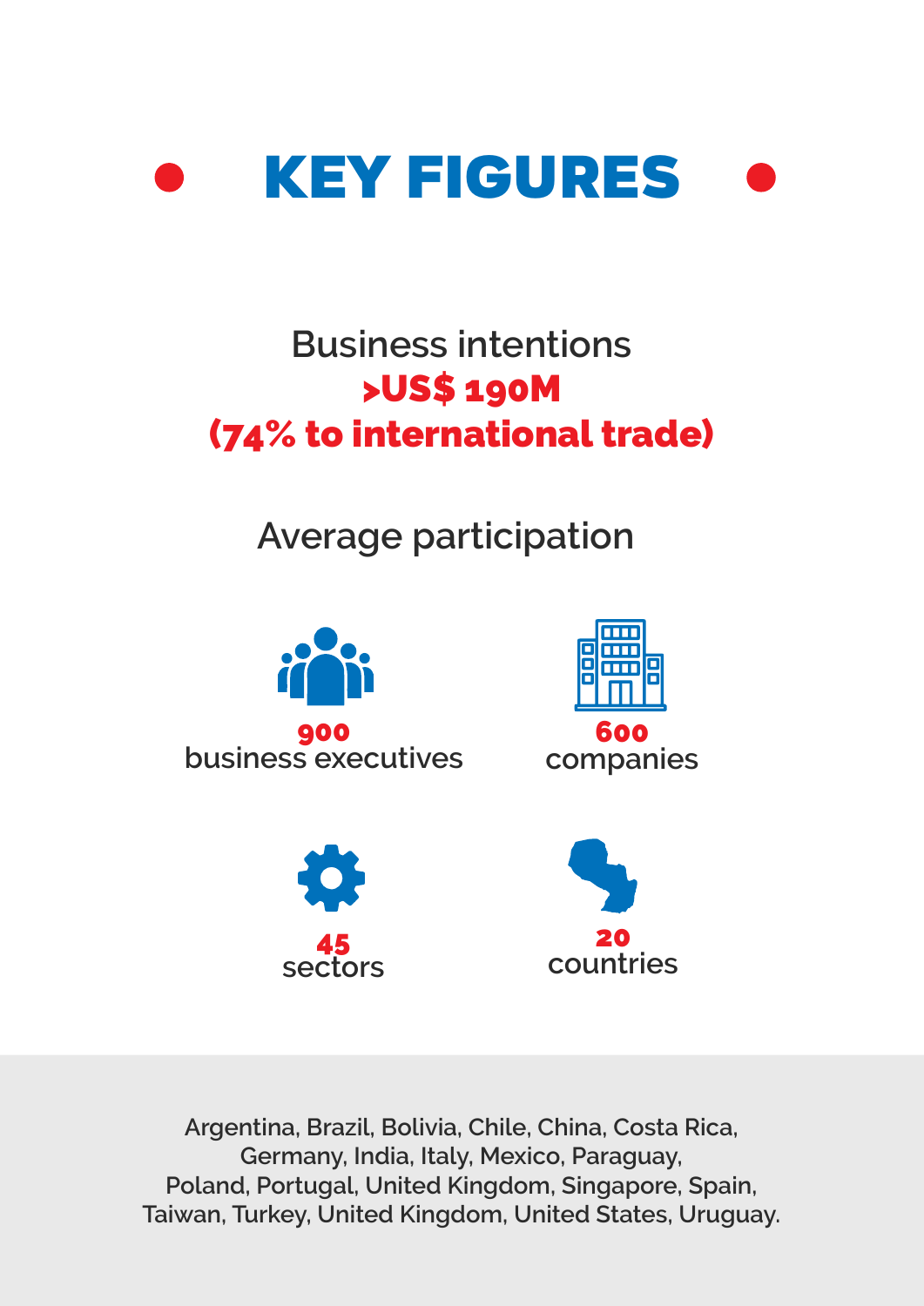# KEY FIGURES

Business intentions
**>US$ 190M**
**(74% to international trade)**

Average participation

**900**
business executives

**600**
companies

**45**
sectors

**20**
countries

Argentina, Brazil, Bolivia, Chile, China, Costa Rica, Germany, India, Italy, Mexico, Paraguay, Poland, Portugal, United Kingdom, Singapore, Spain, Taiwan, Turkey, United Kingdom, United States, Uruguay.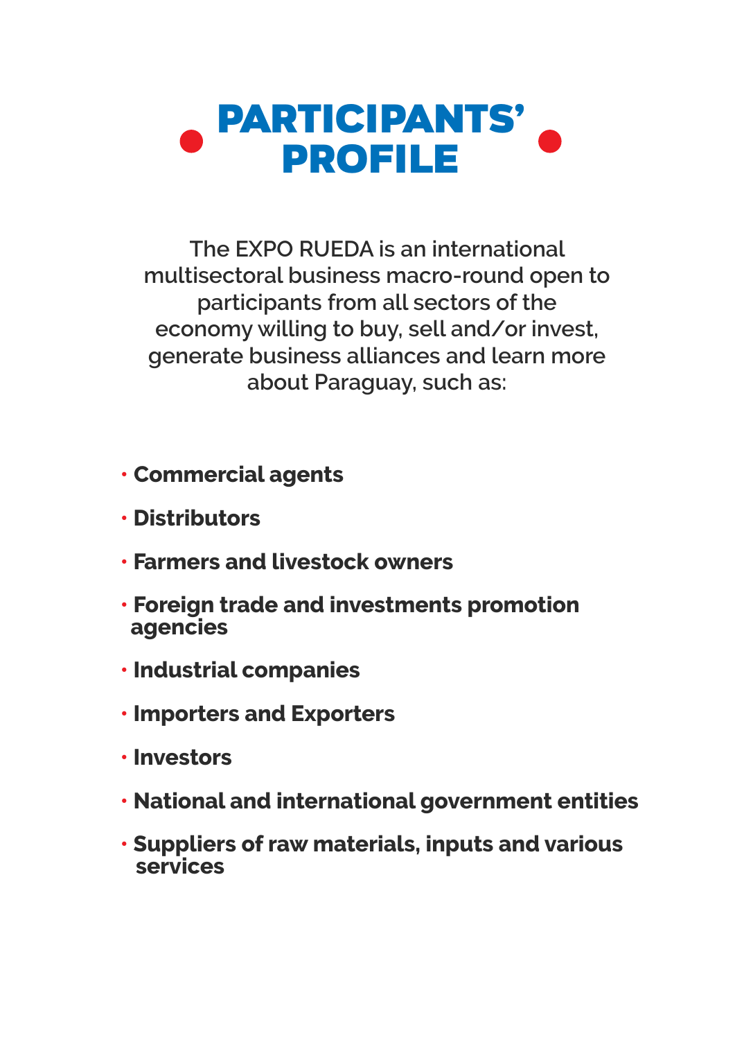# PARTICIPANTS' PROFILE

The EXPO RUEDA is an international multisectoral business macro-round open to participants from all sectors of the economy willing to buy, sell and/or invest, generate business alliances and learn more about Paraguay, such as:

- **Commercial agents**
- **Distributors**
- **Farmers and livestock owners**
- **Foreign trade and investments promotion agencies**
- **Industrial companies**
- **Importers and Exporters**
- **Investors**
- **National and international government entities**
- **Suppliers of raw materials, inputs and various services**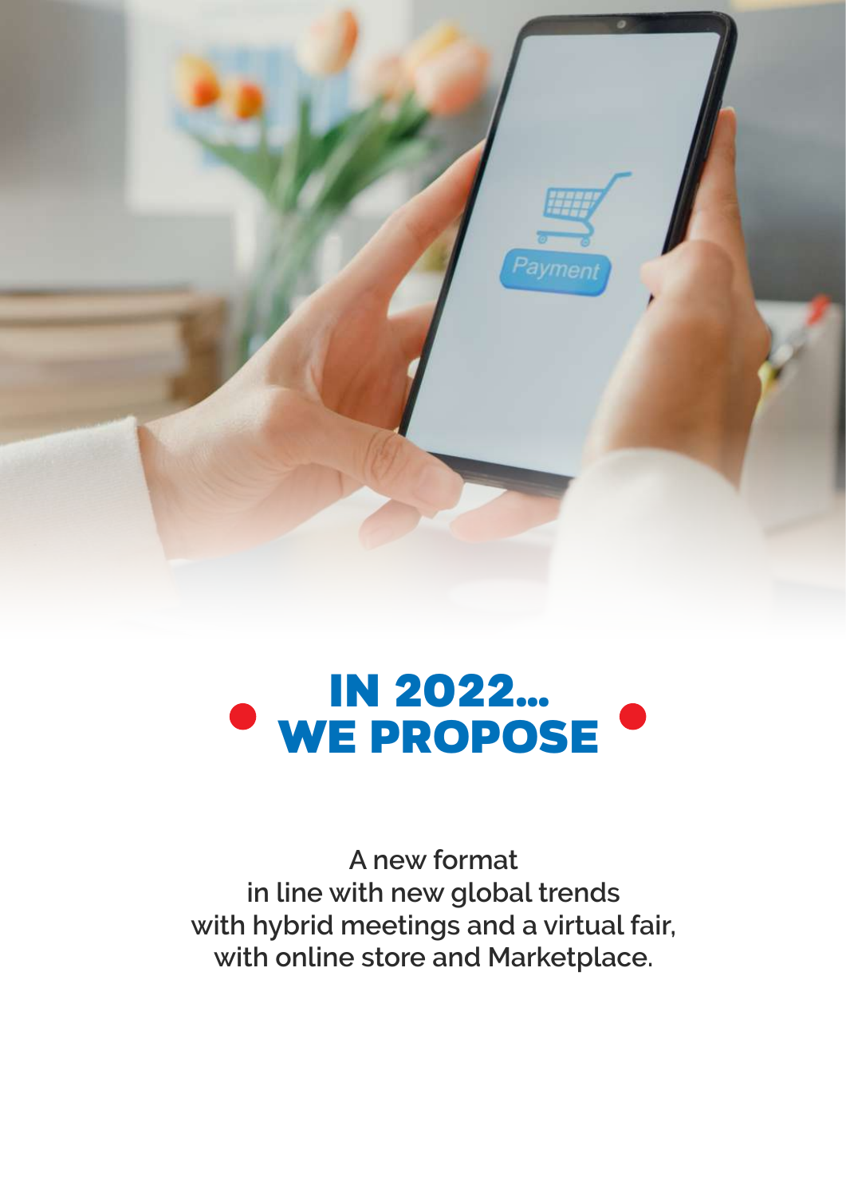# IN 2022... WE PROPOSE

**A new format
in line with new global trends
with hybrid meetings and a virtual fair,
with online store and Marketplace.**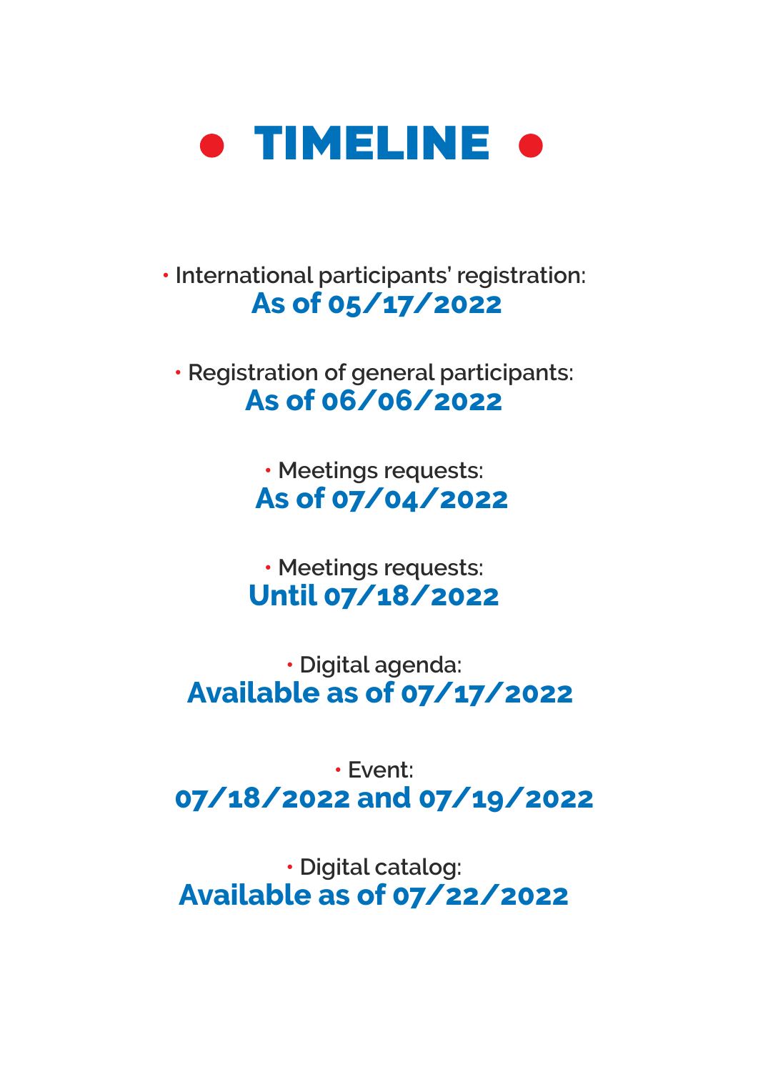# TIMELINE

- International participants' registration:
  **As of 05/17/2022**

- Registration of general participants:
  **As of 06/06/2022**

- Meetings requests:
  **As of 07/04/2022**

- Meetings requests:
  **Until 07/18/2022**

- Digital agenda:
  **Available as of 07/17/2022**

- Event:
  **07/18/2022 and 07/19/2022**

- Digital catalog:
  **Available as of 07/22/2022**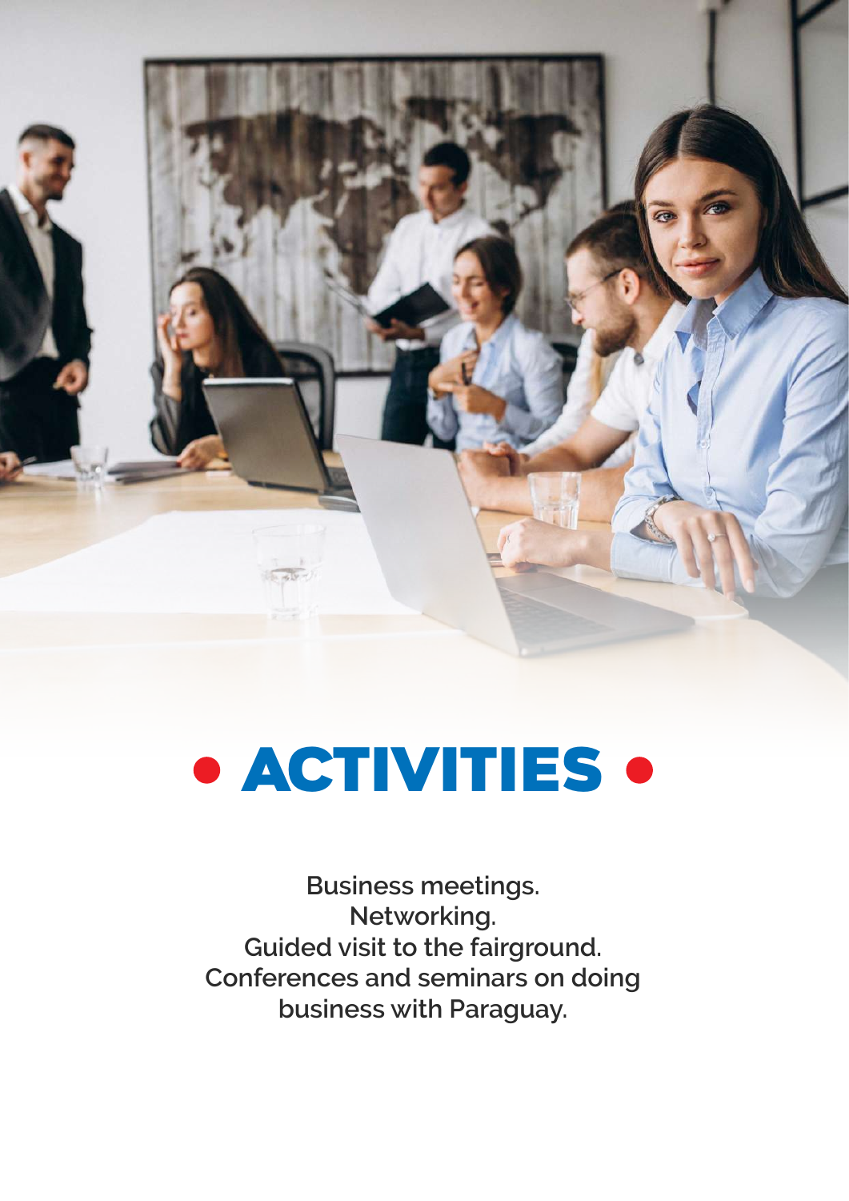# • ACTIVITIES •

Business meetings.
Networking.
Guided visit to the fairground.
Conferences and seminars on doing business with Paraguay.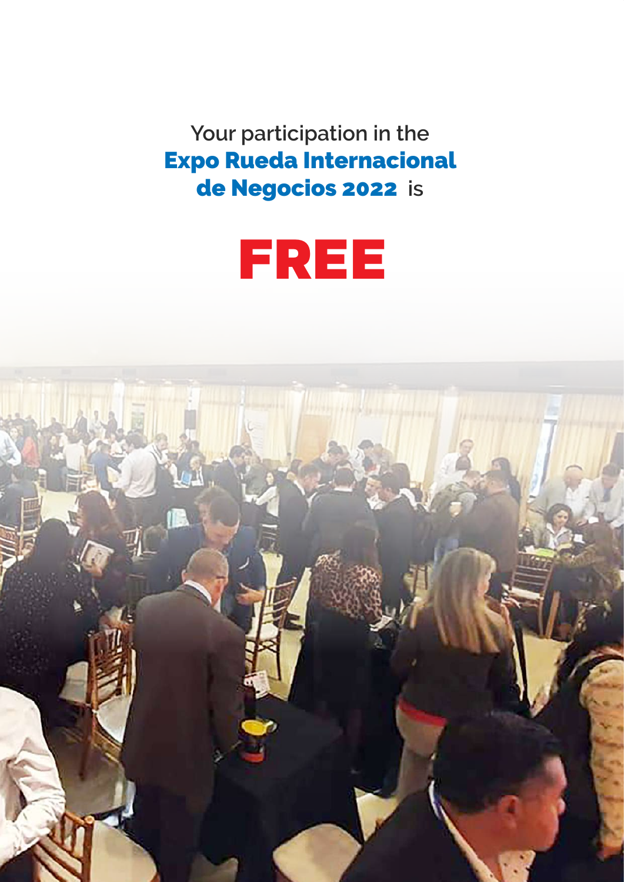Your participation in the
**Expo Rueda Internacional de Negocios 2022** is

# FREE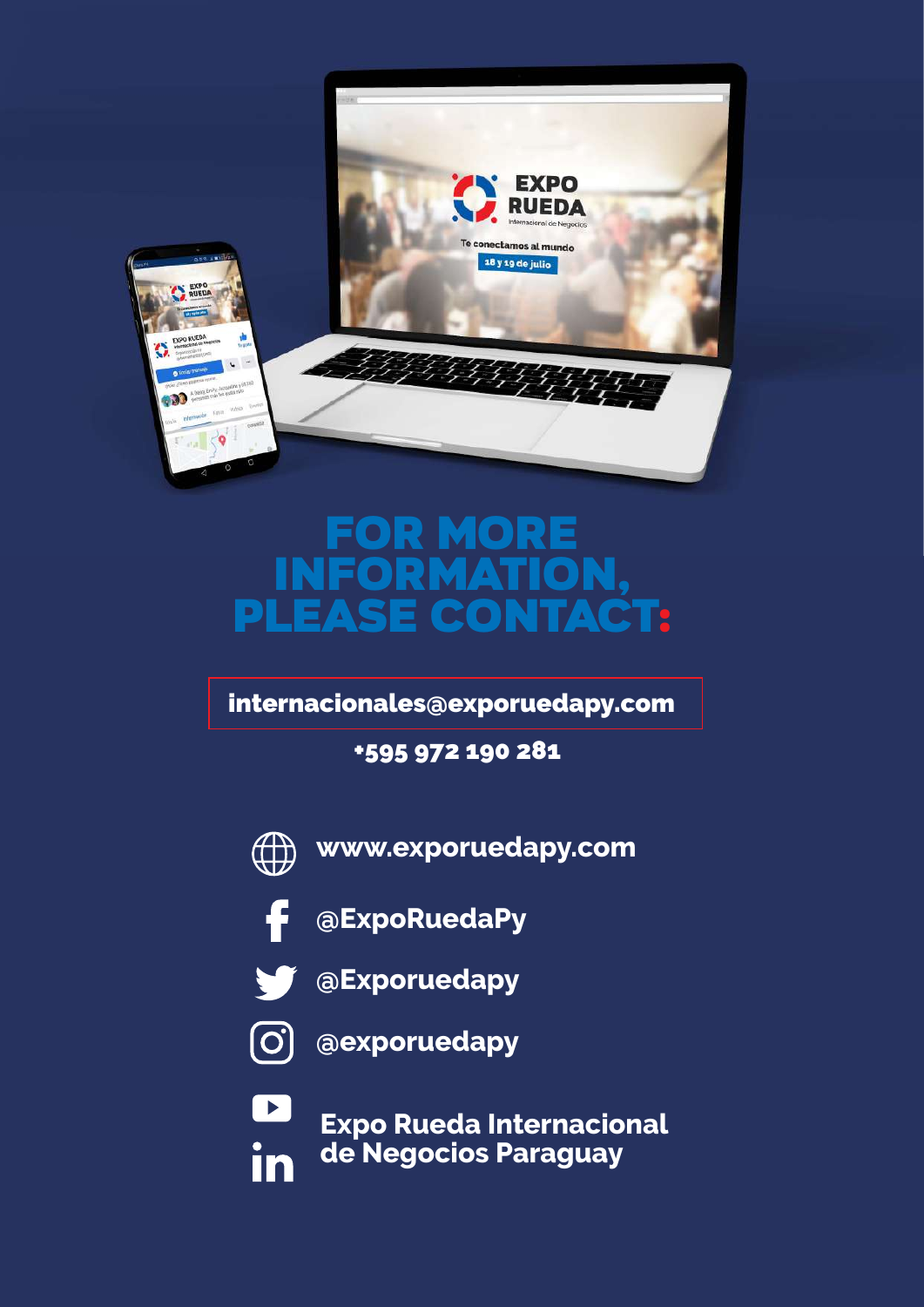# FOR MORE INFORMATION, PLEASE CONTACT:

**internacionales@exporuedapy.com**

**+595 972 190 281**

**www.exporuedapy.com**

**@ExpoRuedaPy**

**@Exporuedapy**

**@exporuedapy**

**Expo Rueda Internacional de Negocios Paraguay**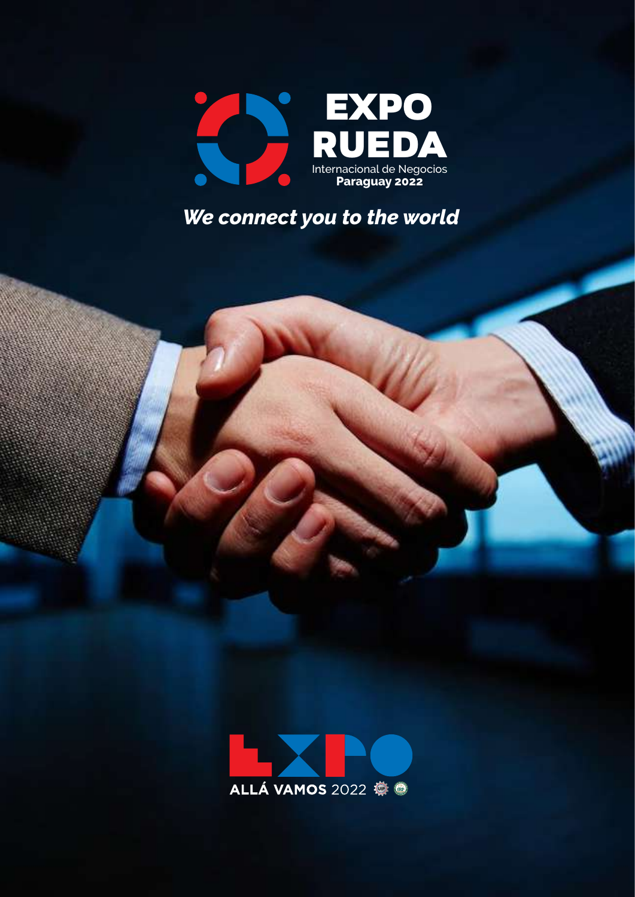# EXPO RUEDA

Internacional de Negocios
**Paraguay 2022**

***We connect you to the world***

EXPO

**ALLÁ VAMOS** 2022